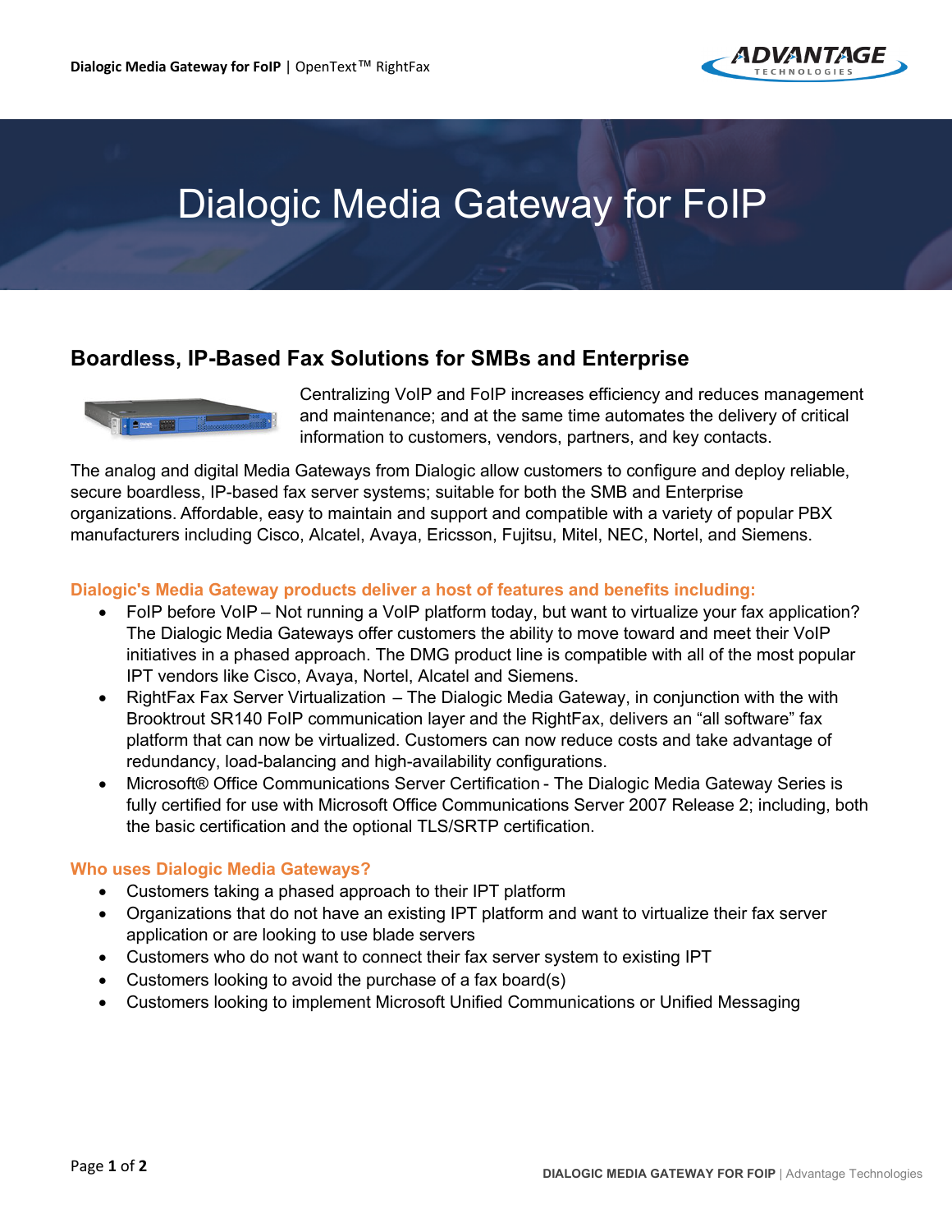# Dialogic Media Gateway for FoIP

## Boardless, IP-Based Fax Solutions for SMBs and Enterprise

Centralizing VoIP and FoIP increases efficiency and reduces management and maintenance; and at the same time automates the delivery of critical information to customers, vendors, partners, and key contacts.

The analog and digital Media Gateways from Dialogic allow customers to configure and deploy reliable, secure boardless, IP-based fax server systems; suitable for both the SMB and Enterprise organizations. Affordable, easy to maintain and support and compatible with a variety of popular PBX manufacturers including Cisco, Alcatel, Avaya, Ericsson, Fujitsu, Mitel, NEC, Nortel, and Siemens.

### Dialogic's Media Gateway products deliver a host of features and benefits including:

- FoIP before VoIP – Not running a VoIP platform today, but want to virtualize your fax application? The Dialogic Media Gateways offer customers the ability to move toward and meet their VoIP initiatives in a phased approach. The DMG product line is compatible with all of the most popular IPT vendors like Cisco, Avaya, Nortel, Alcatel and Siemens.
- RightFax Fax Server Virtualization – The Dialogic Media Gateway, in conjunction with the with Brooktrout SR140 FoIP communication layer and the RightFax, delivers an "all software" fax platform that can now be virtualized. Customers can now reduce costs and take advantage of redundancy, load-balancing and high-availability configurations.
- Microsoft® Office Communications Server Certification - The Dialogic Media Gateway Series is fully certified for use with Microsoft Office Communications Server 2007 Release 2; including, both the basic certification and the optional TLS/SRTP certification.

### Who uses Dialogic Media Gateways?

- Customers taking a phased approach to their IPT platform
- Organizations that do not have an existing IPT platform and want to virtualize their fax server application or are looking to use blade servers
- Customers who do not want to connect their fax server system to existing IPT
- Customers looking to avoid the purchase of a fax board(s)
- Customers looking to implement Microsoft Unified Communications or Unified Messaging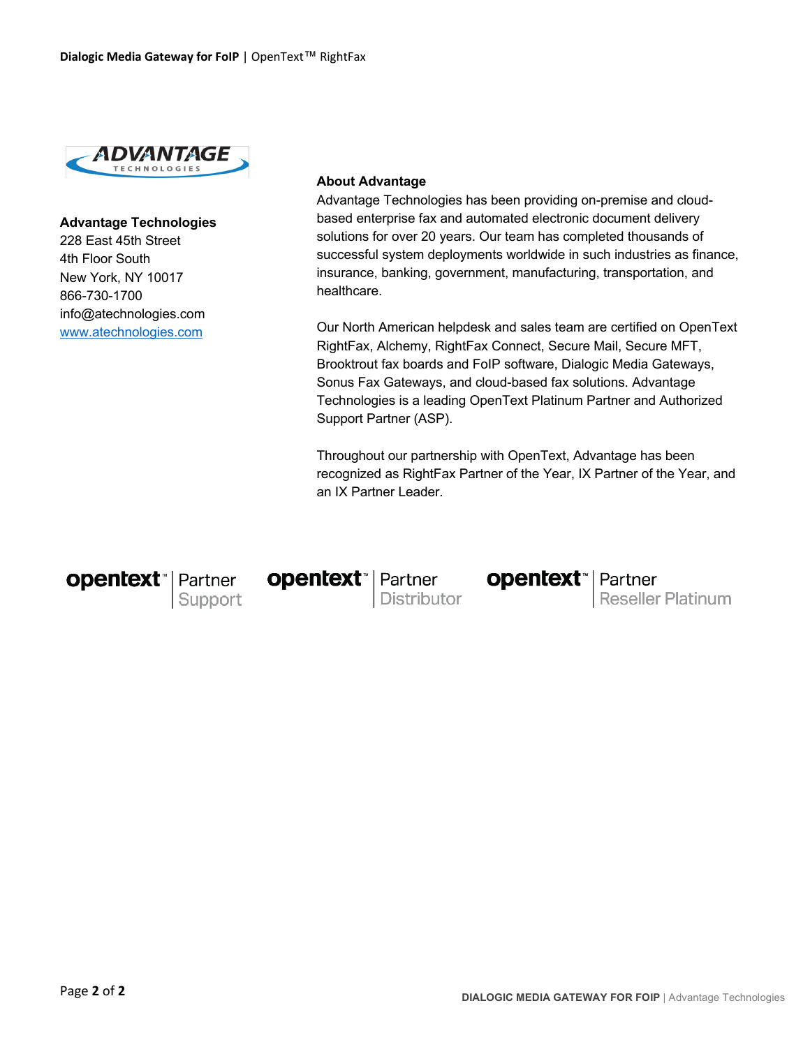**Advantage Technologies**
228 East 45th Street
4th Floor South
New York, NY 10017
866-730-1700
info@atechnologies.com
[www.atechnologies.com](http://www.atechnologies.com)

**About Advantage**

Advantage Technologies has been providing on-premise and cloud-based enterprise fax and automated electronic document delivery solutions for over 20 years. Our team has completed thousands of successful system deployments worldwide in such industries as finance, insurance, banking, government, manufacturing, transportation, and healthcare.

Our North American helpdesk and sales team are certified on OpenText RightFax, Alchemy, RightFax Connect, Secure Mail, Secure MFT, Brooktrout fax boards and FoIP software, Dialogic Media Gateways, Sonus Fax Gateways, and cloud-based fax solutions. Advantage Technologies is a leading OpenText Platinum Partner and Authorized Support Partner (ASP).

Throughout our partnership with OpenText, Advantage has been recognized as RightFax Partner of the Year, IX Partner of the Year, and an IX Partner Leader.

opentext™ | Partner Support

opentext™ | Partner Distributor

opentext™ | Partner Reseller Platinum